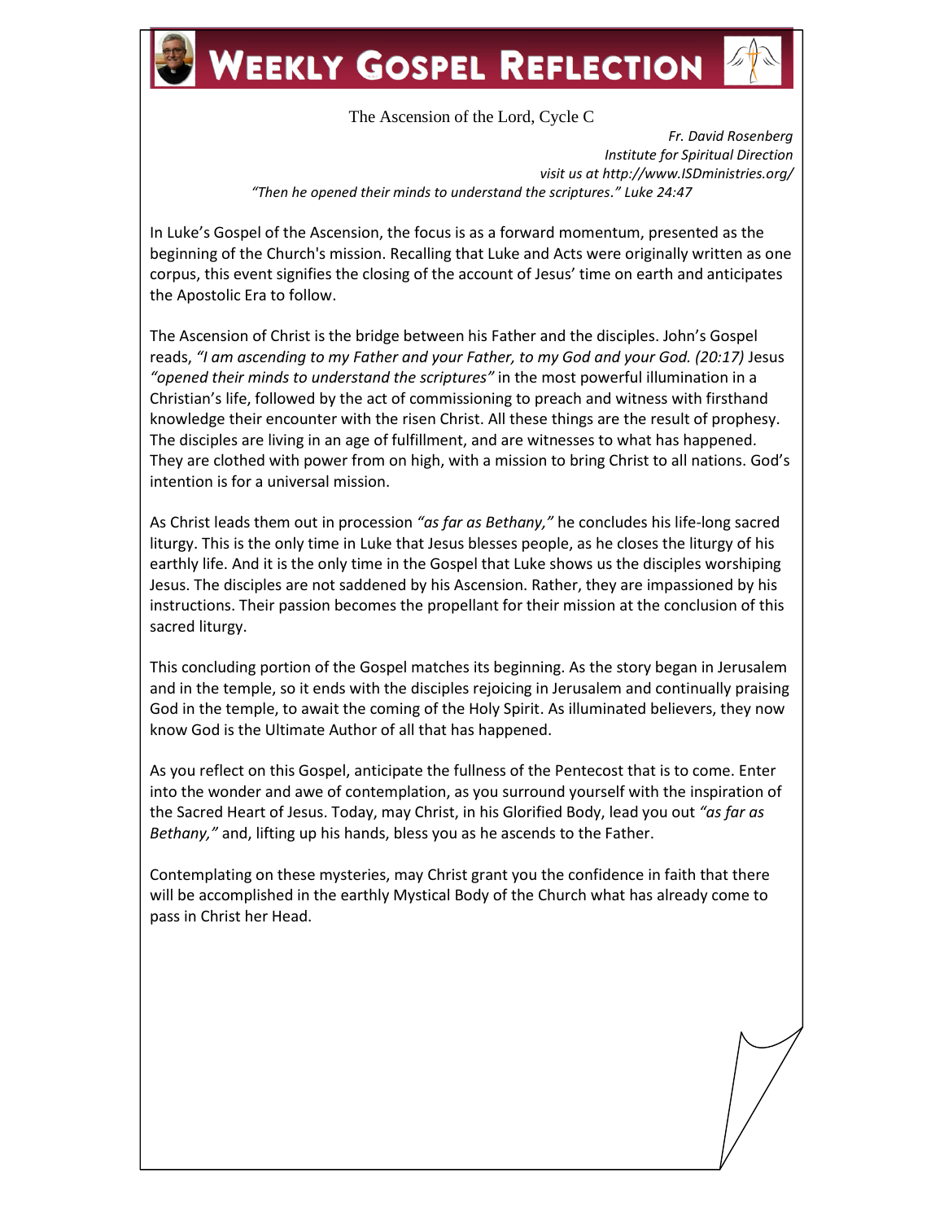# WEEKLY GOSPEL REFLECTION

The Ascension of the Lord, Cycle C

*Fr. David Rosenberg*
*Institute for Spiritual Direction*
*visit us at http://www.ISDministries.org/*

*"Then he opened their minds to understand the scriptures." Luke 24:47*

In Luke's Gospel of the Ascension, the focus is as a forward momentum, presented as the beginning of the Church's mission. Recalling that Luke and Acts were originally written as one corpus, this event signifies the closing of the account of Jesus' time on earth and anticipates the Apostolic Era to follow.

The Ascension of Christ is the bridge between his Father and the disciples. John's Gospel reads, *"I am ascending to my Father and your Father, to my God and your God. (20:17)* Jesus *"opened their minds to understand the scriptures"* in the most powerful illumination in a Christian's life, followed by the act of commissioning to preach and witness with firsthand knowledge their encounter with the risen Christ. All these things are the result of prophesy. The disciples are living in an age of fulfillment, and are witnesses to what has happened. They are clothed with power from on high, with a mission to bring Christ to all nations. God's intention is for a universal mission.

As Christ leads them out in procession *"as far as Bethany,"* he concludes his life-long sacred liturgy. This is the only time in Luke that Jesus blesses people, as he closes the liturgy of his earthly life. And it is the only time in the Gospel that Luke shows us the disciples worshiping Jesus. The disciples are not saddened by his Ascension. Rather, they are impassioned by his instructions. Their passion becomes the propellant for their mission at the conclusion of this sacred liturgy.

This concluding portion of the Gospel matches its beginning. As the story began in Jerusalem and in the temple, so it ends with the disciples rejoicing in Jerusalem and continually praising God in the temple, to await the coming of the Holy Spirit. As illuminated believers, they now know God is the Ultimate Author of all that has happened.

As you reflect on this Gospel, anticipate the fullness of the Pentecost that is to come. Enter into the wonder and awe of contemplation, as you surround yourself with the inspiration of the Sacred Heart of Jesus. Today, may Christ, in his Glorified Body, lead you out *"as far as Bethany,"* and, lifting up his hands, bless you as he ascends to the Father.

Contemplating on these mysteries, may Christ grant you the confidence in faith that there will be accomplished in the earthly Mystical Body of the Church what has already come to pass in Christ her Head.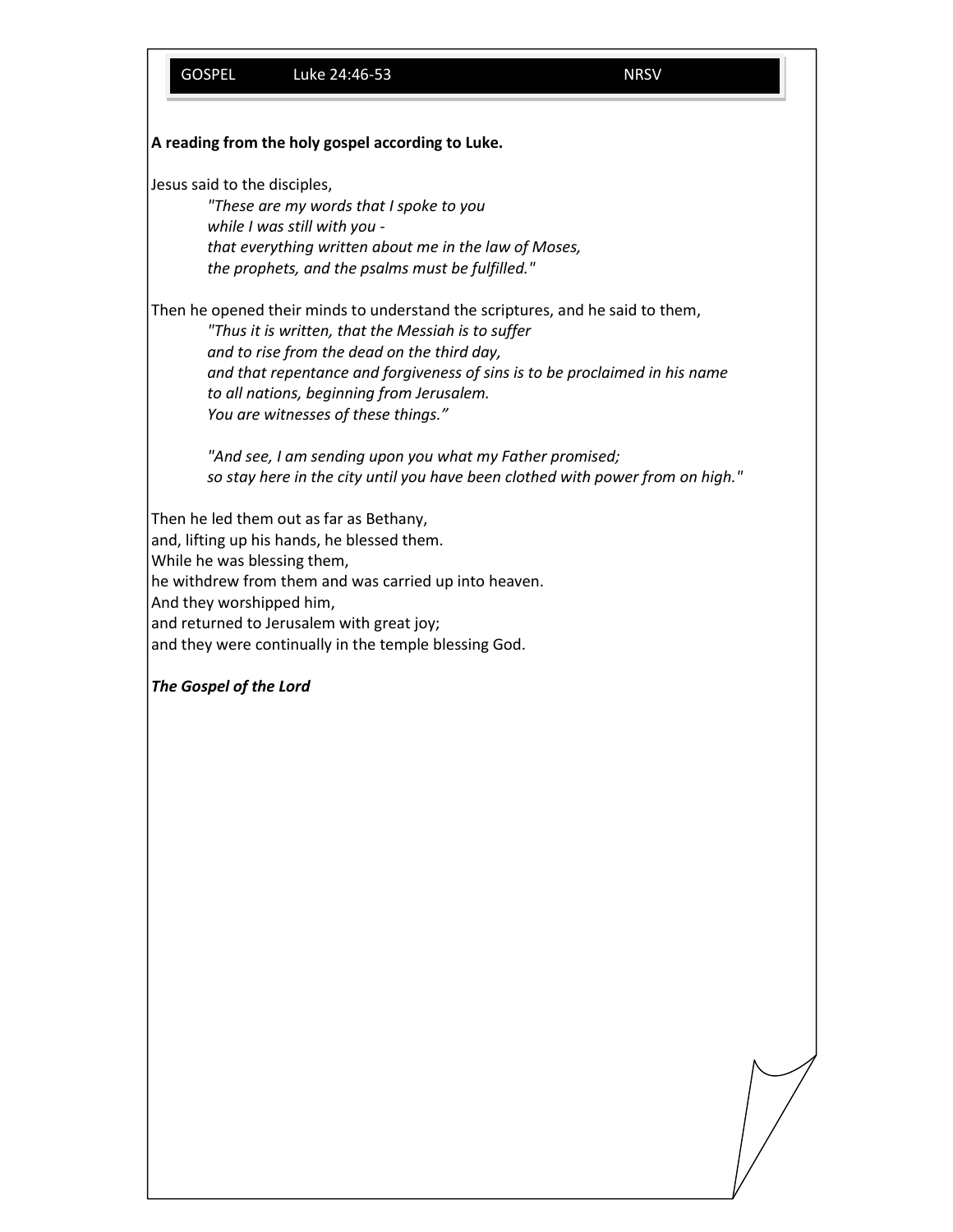GOSPEL Luke 24:46-53 NRSV

**A reading from the holy gospel according to Luke.**

Jesus said to the disciples,

*"These are my words that I spoke to you*
*while I was still with you -*
*that everything written about me in the law of Moses,*
*the prophets, and the psalms must be fulfilled."*

Then he opened their minds to understand the scriptures, and he said to them,

*"Thus it is written, that the Messiah is to suffer*
*and to rise from the dead on the third day,*
*and that repentance and forgiveness of sins is to be proclaimed in his name*
*to all nations, beginning from Jerusalem.*
*You are witnesses of these things."*

*"And see, I am sending upon you what my Father promised;*
*so stay here in the city until you have been clothed with power from on high."*

Then he led them out as far as Bethany,
and, lifting up his hands, he blessed them.
While he was blessing them,
he withdrew from them and was carried up into heaven.
And they worshipped him,
and returned to Jerusalem with great joy;
and they were continually in the temple blessing God.

***The Gospel of the Lord***